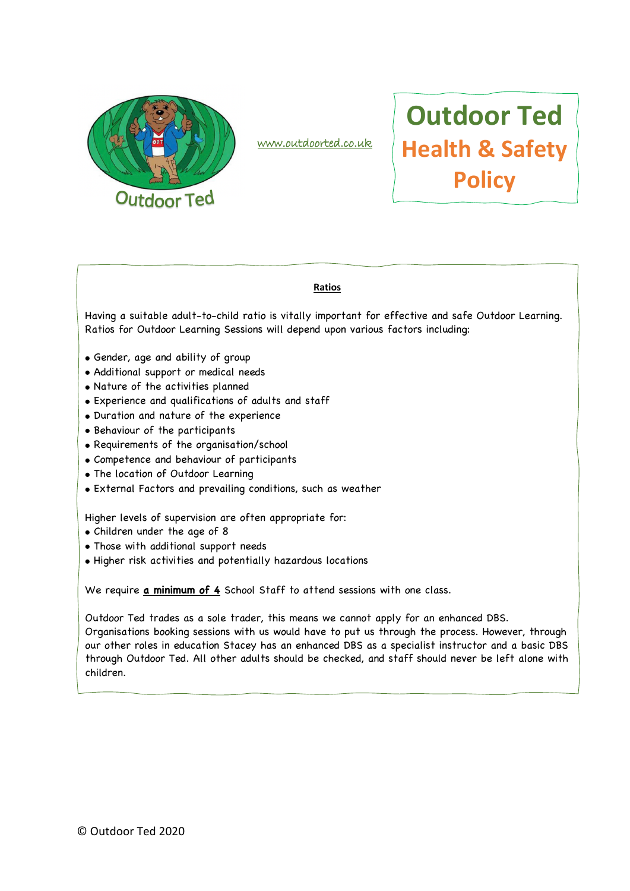Outdoor Ted

www.outdoorted.co.uk

# Outdoor Ted
# Health & Safety Policy

## Ratios

Having a suitable adult-to-child ratio is vitally important for effective and safe Outdoor Learning. Ratios for Outdoor Learning Sessions will depend upon various factors including:

- Gender, age and ability of group
- Additional support or medical needs
- Nature of the activities planned
- Experience and qualifications of adults and staff
- Duration and nature of the experience
- Behaviour of the participants
- Requirements of the organisation/school
- Competence and behaviour of participants
- The location of Outdoor Learning
- External Factors and prevailing conditions, such as weather

Higher levels of supervision are often appropriate for:
- Children under the age of 8
- Those with additional support needs
- Higher risk activities and potentially hazardous locations

We require **a minimum of 4** School Staff to attend sessions with one class.

Outdoor Ted trades as a sole trader, this means we cannot apply for an enhanced DBS. Organisations booking sessions with us would have to put us through the process. However, through our other roles in education Stacey has an enhanced DBS as a specialist instructor and a basic DBS through Outdoor Ted. All other adults should be checked, and staff should never be left alone with children.

© Outdoor Ted 2020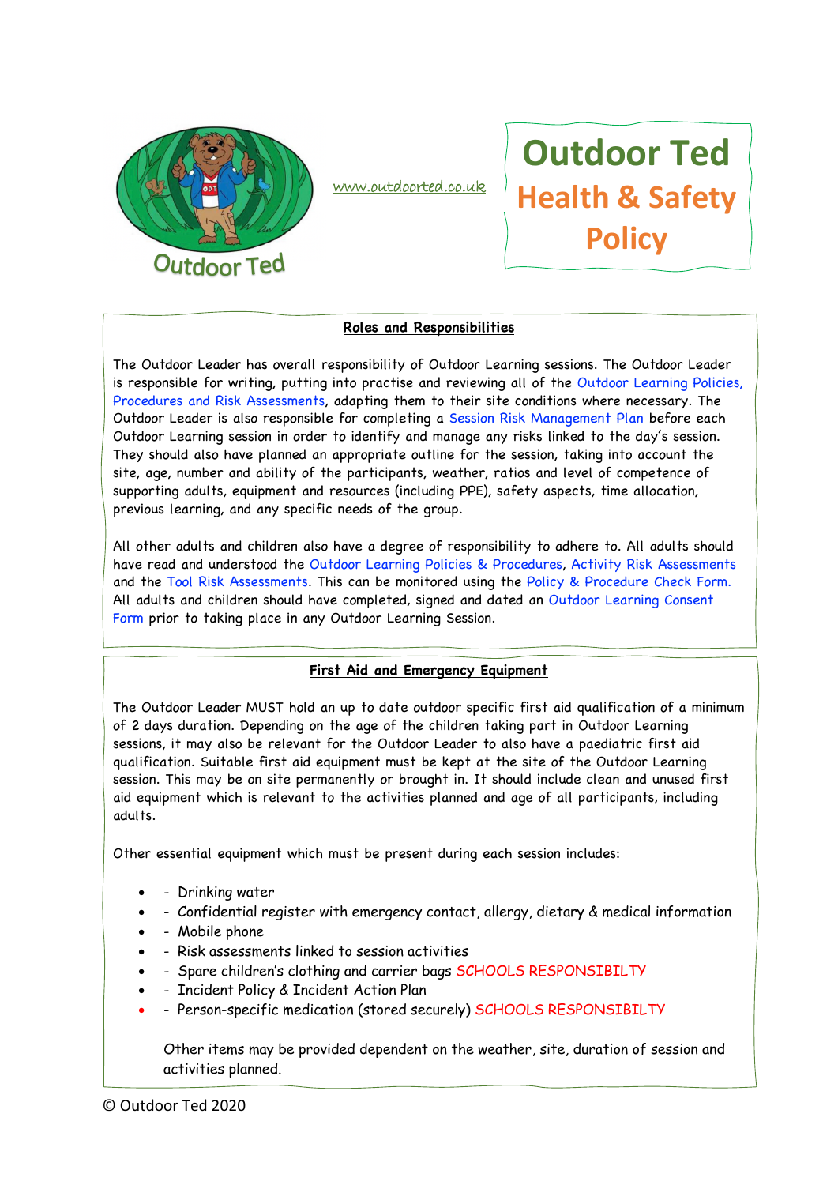www.outdoorted.co.uk

# Outdoor Ted Health & Safety Policy

## Roles and Responsibilities

The Outdoor Leader has overall responsibility of Outdoor Learning sessions. The Outdoor Leader is responsible for writing, putting into practise and reviewing all of the Outdoor Learning Policies, Procedures and Risk Assessments, adapting them to their site conditions where necessary. The Outdoor Leader is also responsible for completing a Session Risk Management Plan before each Outdoor Learning session in order to identify and manage any risks linked to the day's session. They should also have planned an appropriate outline for the session, taking into account the site, age, number and ability of the participants, weather, ratios and level of competence of supporting adults, equipment and resources (including PPE), safety aspects, time allocation, previous learning, and any specific needs of the group.

All other adults and children also have a degree of responsibility to adhere to. All adults should have read and understood the Outdoor Learning Policies & Procedures, Activity Risk Assessments and the Tool Risk Assessments. This can be monitored using the Policy & Procedure Check Form. All adults and children should have completed, signed and dated an Outdoor Learning Consent Form prior to taking place in any Outdoor Learning Session.

## First Aid and Emergency Equipment

The Outdoor Leader MUST hold an up to date outdoor specific first aid qualification of a minimum of 2 days duration. Depending on the age of the children taking part in Outdoor Learning sessions, it may also be relevant for the Outdoor Leader to also have a paediatric first aid qualification. Suitable first aid equipment must be kept at the site of the Outdoor Learning session. This may be on site permanently or brought in. It should include clean and unused first aid equipment which is relevant to the activities planned and age of all participants, including adults.

Other essential equipment which must be present during each session includes:

- - Drinking water
- - Confidential register with emergency contact, allergy, dietary & medical information
- - Mobile phone
- - Risk assessments linked to session activities
- - Spare children's clothing and carrier bags SCHOOLS RESPONSIBILTY
- - Incident Policy & Incident Action Plan
- - Person-specific medication (stored securely) SCHOOLS RESPONSIBILTY

Other items may be provided dependent on the weather, site, duration of session and activities planned.

© Outdoor Ted 2020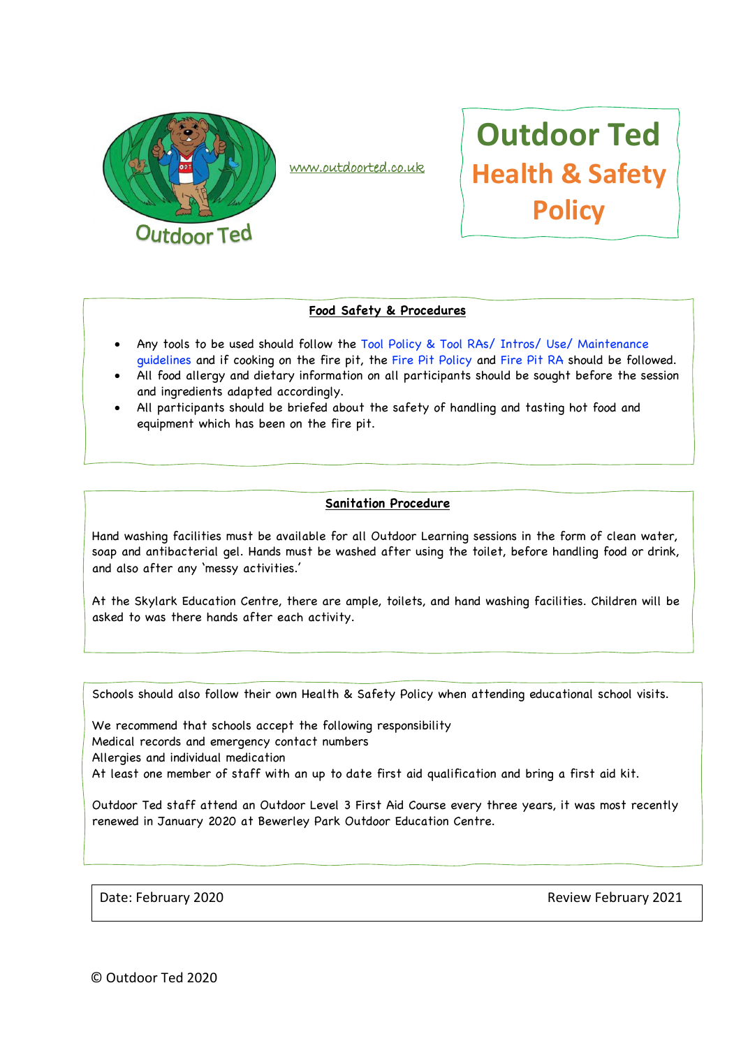Outdoor Ted

www.outdoorted.co.uk

# Outdoor Ted Health & Safety Policy

## Food Safety & Procedures

- Any tools to be used should follow the Tool Policy & Tool RAs/ Intros/ Use/ Maintenance guidelines and if cooking on the fire pit, the Fire Pit Policy and Fire Pit RA should be followed.
- All food allergy and dietary information on all participants should be sought before the session and ingredients adapted accordingly.
- All participants should be briefed about the safety of handling and tasting hot food and equipment which has been on the fire pit.

## Sanitation Procedure

Hand washing facilities must be available for all Outdoor Learning sessions in the form of clean water, soap and antibacterial gel. Hands must be washed after using the toilet, before handling food or drink, and also after any 'messy activities.'

At the Skylark Education Centre, there are ample, toilets, and hand washing facilities. Children will be asked to was there hands after each activity.

Schools should also follow their own Health & Safety Policy when attending educational school visits.

We recommend that schools accept the following responsibility
Medical records and emergency contact numbers
Allergies and individual medication
At least one member of staff with an up to date first aid qualification and bring a first aid kit.

Outdoor Ted staff attend an Outdoor Level 3 First Aid Course every three years, it was most recently renewed in January 2020 at Bewerley Park Outdoor Education Centre.

Date: February 2020 Review February 2021

© Outdoor Ted 2020